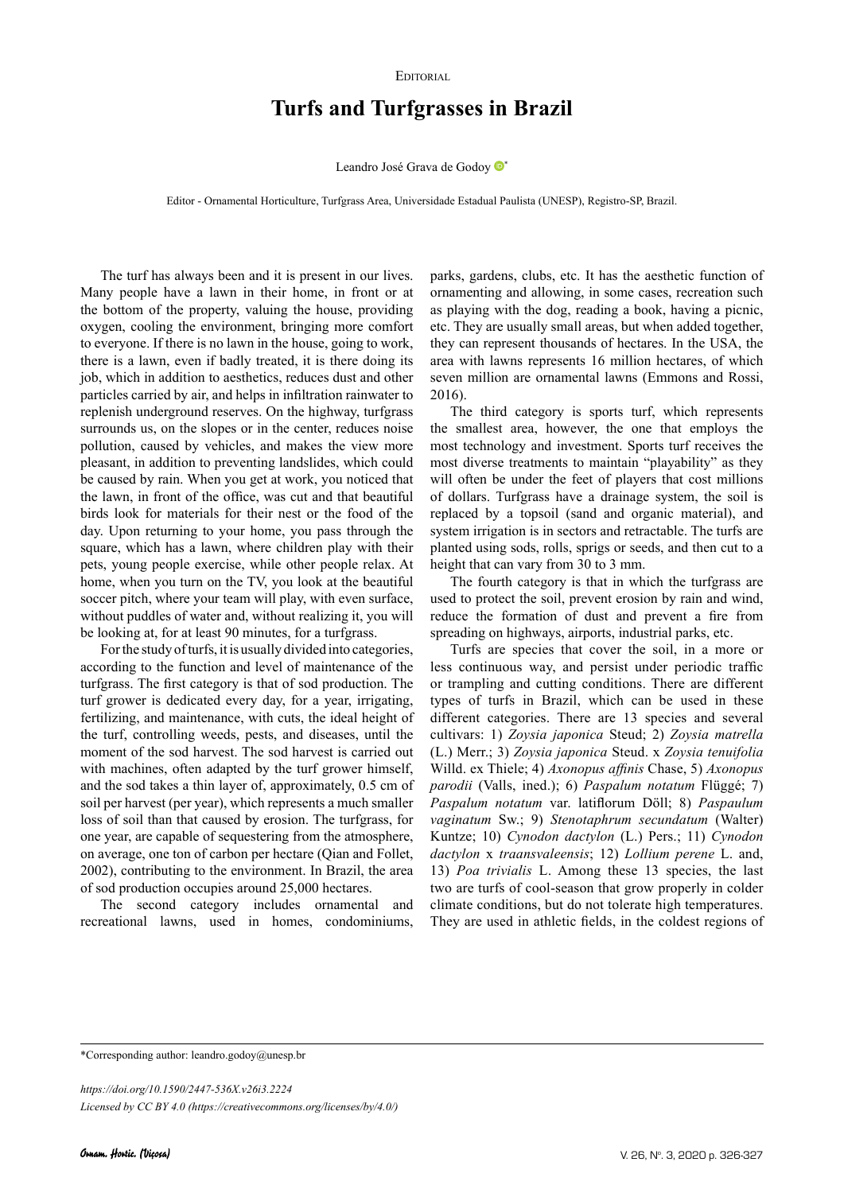Editorial

# Turfs and Turfgrasses in Brazil

Leandro José Grava de Godoy*

Editor - Ornamental Horticulture, Turfgrass Area, Universidade Estadual Paulista (UNESP), Registro-SP, Brazil.

The turf has always been and it is present in our lives. Many people have a lawn in their home, in front or at the bottom of the property, valuing the house, providing oxygen, cooling the environment, bringing more comfort to everyone. If there is no lawn in the house, going to work, there is a lawn, even if badly treated, it is there doing its job, which in addition to aesthetics, reduces dust and other particles carried by air, and helps in infiltration rainwater to replenish underground reserves. On the highway, turfgrass surrounds us, on the slopes or in the center, reduces noise pollution, caused by vehicles, and makes the view more pleasant, in addition to preventing landslides, which could be caused by rain. When you get at work, you noticed that the lawn, in front of the office, was cut and that beautiful birds look for materials for their nest or the food of the day. Upon returning to your home, you pass through the square, which has a lawn, where children play with their pets, young people exercise, while other people relax. At home, when you turn on the TV, you look at the beautiful soccer pitch, where your team will play, with even surface, without puddles of water and, without realizing it, you will be looking at, for at least 90 minutes, for a turfgrass.

For the study of turfs, it is usually divided into categories, according to the function and level of maintenance of the turfgrass. The first category is that of sod production. The turf grower is dedicated every day, for a year, irrigating, fertilizing, and maintenance, with cuts, the ideal height of the turf, controlling weeds, pests, and diseases, until the moment of the sod harvest. The sod harvest is carried out with machines, often adapted by the turf grower himself, and the sod takes a thin layer of, approximately, 0.5 cm of soil per harvest (per year), which represents a much smaller loss of soil than that caused by erosion. The turfgrass, for one year, are capable of sequestering from the atmosphere, on average, one ton of carbon per hectare (Qian and Follet, 2002), contributing to the environment. In Brazil, the area of sod production occupies around 25,000 hectares.

The second category includes ornamental and recreational lawns, used in homes, condominiums, parks, gardens, clubs, etc. It has the aesthetic function of ornamenting and allowing, in some cases, recreation such as playing with the dog, reading a book, having a picnic, etc. They are usually small areas, but when added together, they can represent thousands of hectares. In the USA, the area with lawns represents 16 million hectares, of which seven million are ornamental lawns (Emmons and Rossi, 2016).

The third category is sports turf, which represents the smallest area, however, the one that employs the most technology and investment. Sports turf receives the most diverse treatments to maintain "playability" as they will often be under the feet of players that cost millions of dollars. Turfgrass have a drainage system, the soil is replaced by a topsoil (sand and organic material), and system irrigation is in sectors and retractable. The turfs are planted using sods, rolls, sprigs or seeds, and then cut to a height that can vary from 30 to 3 mm.

The fourth category is that in which the turfgrass are used to protect the soil, prevent erosion by rain and wind, reduce the formation of dust and prevent a fire from spreading on highways, airports, industrial parks, etc.

Turfs are species that cover the soil, in a more or less continuous way, and persist under periodic traffic or trampling and cutting conditions. There are different types of turfs in Brazil, which can be used in these different categories. There are 13 species and several cultivars: 1) *Zoysia japonica* Steud; 2) *Zoysia matrella* (L.) Merr.; 3) *Zoysia japonica* Steud. x *Zoysia tenuifolia* Willd. ex Thiele; 4) *Axonopus affinis* Chase, 5) *Axonopus parodii* (Valls, ined.); 6) *Paspalum notatum* Flüggé; 7) *Paspalum notatum* var. latiflorum Döll; 8) *Paspaulum vaginatum* Sw.; 9) *Stenotaphrum secundatum* (Walter) Kuntze; 10) *Cynodon dactylon* (L.) Pers.; 11) *Cynodon dactylon* x *traansvaleensis*; 12) *Lollium perene* L. and, 13) *Poa trivialis* L. Among these 13 species, the last two are turfs of cool-season that grow properly in colder climate conditions, but do not tolerate high temperatures. They are used in athletic fields, in the coldest regions of

*Corresponding author: leandro.godoy@unesp.br

*https://doi.org/10.1590/2447-536X.v26i3.2224*

*Licensed by CC BY 4.0 (https://creativecommons.org/licenses/by/4.0/)*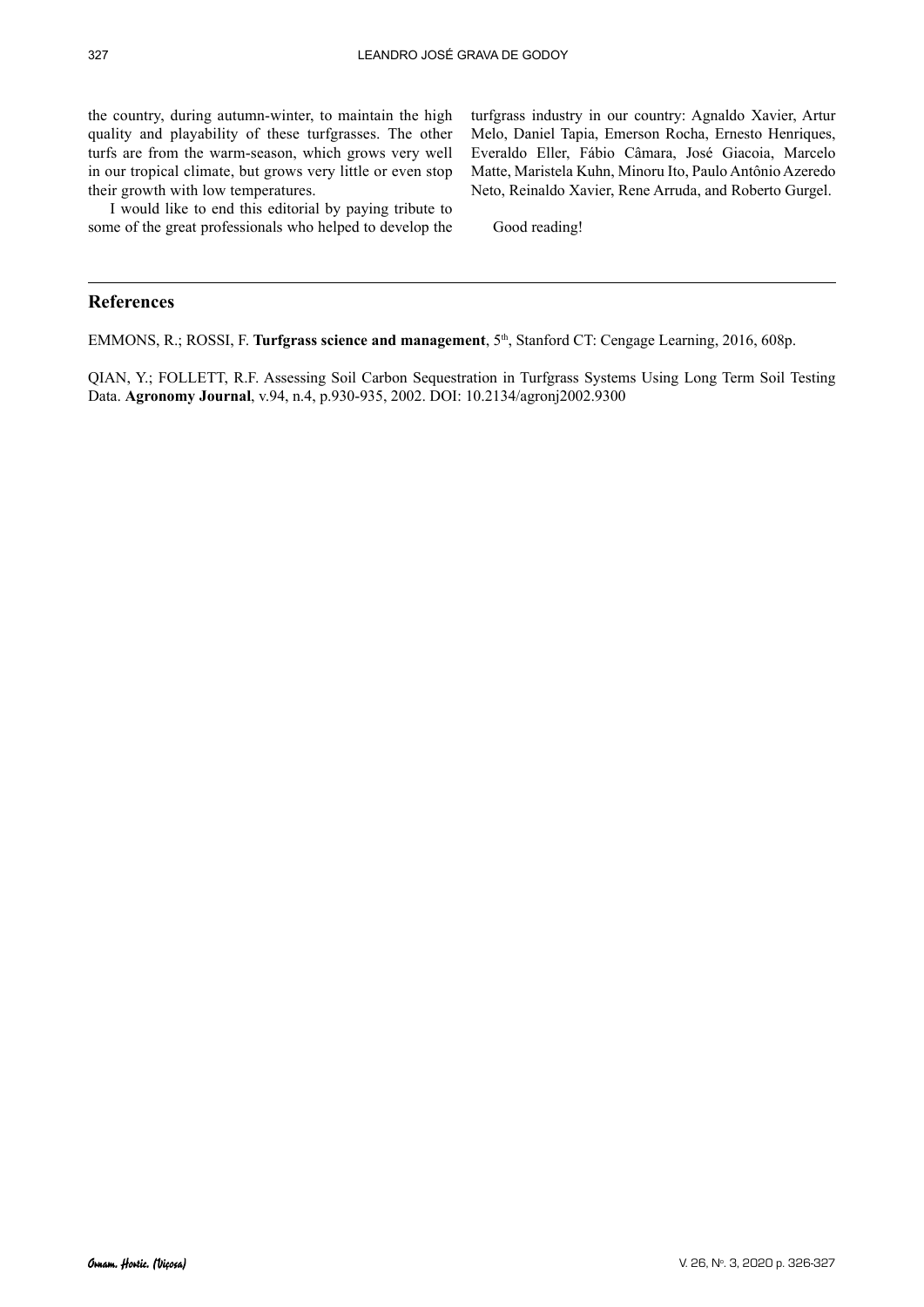the country, during autumn-winter, to maintain the high quality and playability of these turfgrasses. The other turfs are from the warm-season, which grows very well in our tropical climate, but grows very little or even stop their growth with low temperatures.

I would like to end this editorial by paying tribute to some of the great professionals who helped to develop the turfgrass industry in our country: Agnaldo Xavier, Artur Melo, Daniel Tapia, Emerson Rocha, Ernesto Henriques, Everaldo Eller, Fábio Câmara, José Giacoia, Marcelo Matte, Maristela Kuhn, Minoru Ito, Paulo Antônio Azeredo Neto, Reinaldo Xavier, Rene Arruda, and Roberto Gurgel.

Good reading!

## References

EMMONS, R.; ROSSI, F. **Turfgrass science and management**, 5th, Stanford CT: Cengage Learning, 2016, 608p.

QIAN, Y.; FOLLETT, R.F. Assessing Soil Carbon Sequestration in Turfgrass Systems Using Long Term Soil Testing Data. **Agronomy Journal**, v.94, n.4, p.930-935, 2002. DOI: 10.2134/agronj2002.9300